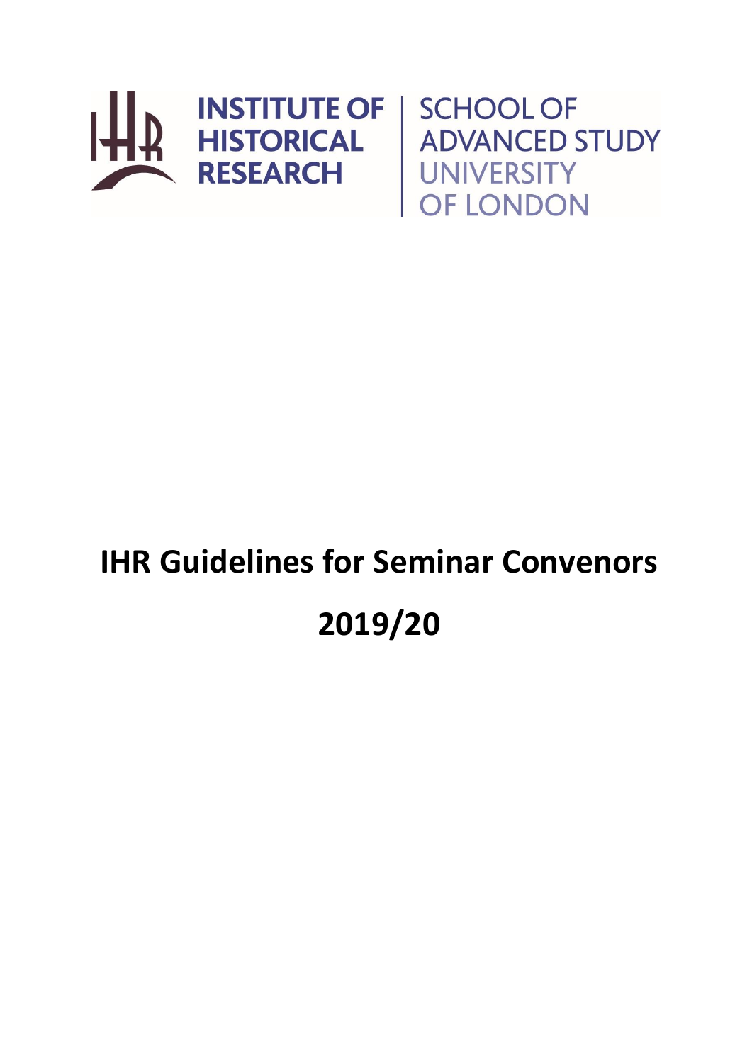INSTITUTE OF HISTORICAL RESEARCH | SCHOOL OF ADVANCED STUDY UNIVERSITY OF LONDON

# IHR Guidelines for Seminar Convenors

# 2019/20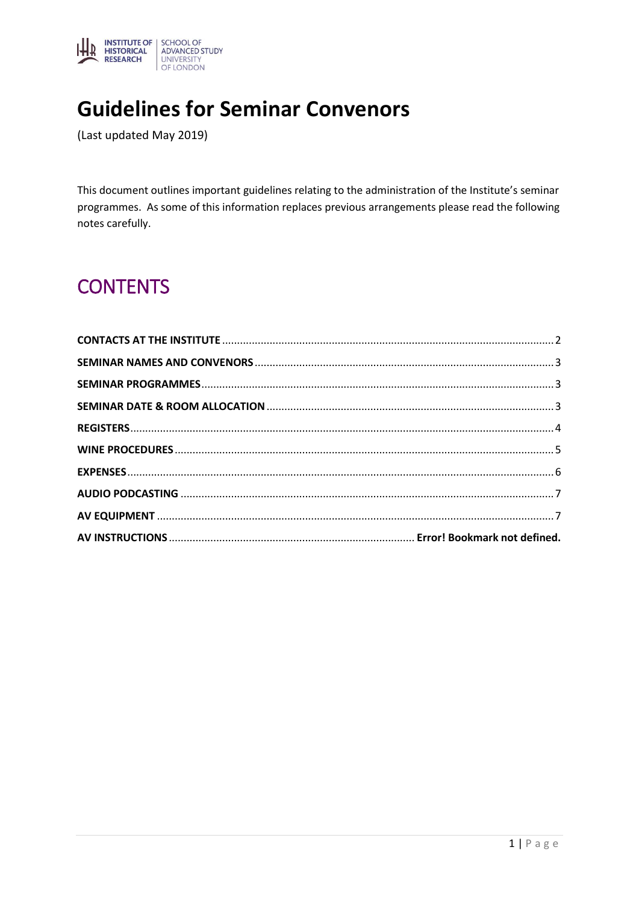# Guidelines for Seminar Convenors

(Last updated May 2019)

This document outlines important guidelines relating to the administration of the Institute's seminar programmes. As some of this information replaces previous arrangements please read the following notes carefully.

## CONTENTS

**CONTACTS AT THE INSTITUTE** .......... 2

**SEMINAR NAMES AND CONVENORS** .......... 3

**SEMINAR PROGRAMMES** .......... 3

**SEMINAR DATE & ROOM ALLOCATION** .......... 3

**REGISTERS** .......... 4

**WINE PROCEDURES** .......... 5

**EXPENSES** .......... 6

**AUDIO PODCASTING** .......... 7

**AV EQUIPMENT** .......... 7

**AV INSTRUCTIONS** .......... **Error! Bookmark not defined.**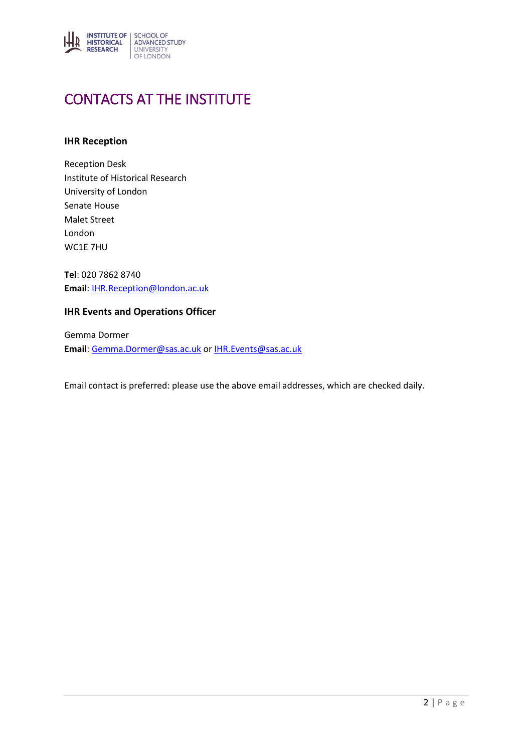# CONTACTS AT THE INSTITUTE

### IHR Reception

Reception Desk
Institute of Historical Research
University of London
Senate House
Malet Street
London
WC1E 7HU

**Tel**: 020 7862 8740
**Email**: IHR.Reception@london.ac.uk

### IHR Events and Operations Officer

Gemma Dormer
**Email**: Gemma.Dormer@sas.ac.uk or IHR.Events@sas.ac.uk

Email contact is preferred: please use the above email addresses, which are checked daily.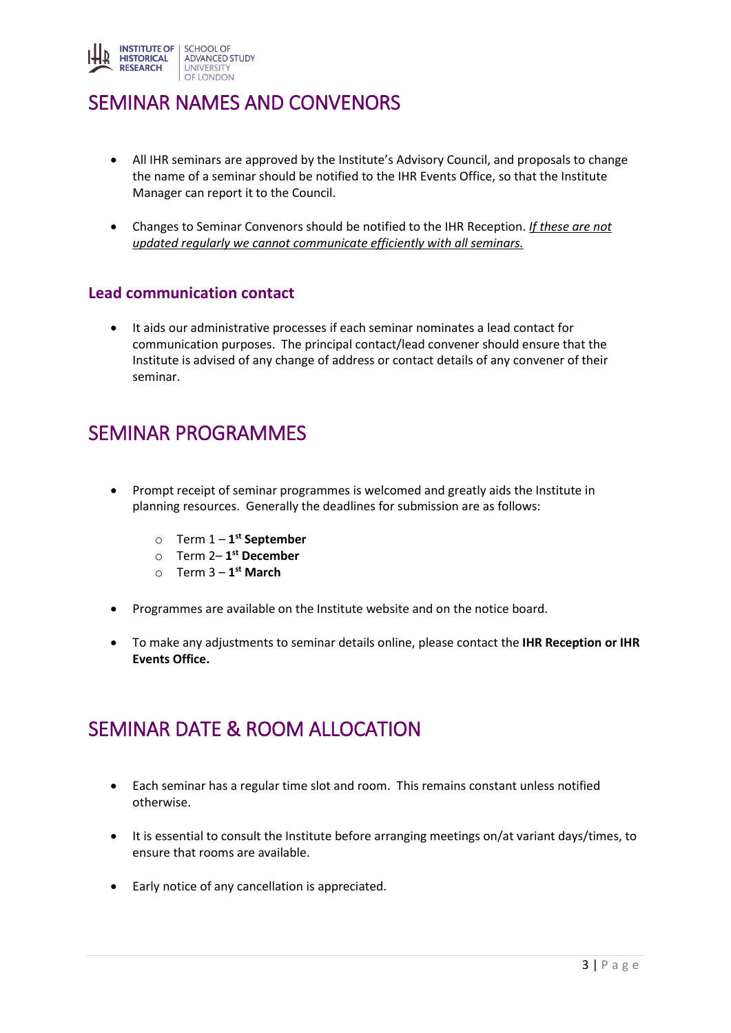# SEMINAR NAMES AND CONVENORS

- All IHR seminars are approved by the Institute's Advisory Council, and proposals to change the name of a seminar should be notified to the IHR Events Office, so that the Institute Manager can report it to the Council.

- Changes to Seminar Convenors should be notified to the IHR Reception. *If these are not updated regularly we cannot communicate efficiently with all seminars.*

### Lead communication contact

- It aids our administrative processes if each seminar nominates a lead contact for communication purposes. The principal contact/lead convener should ensure that the Institute is advised of any change of address or contact details of any convener of their seminar.

# SEMINAR PROGRAMMES

- Prompt receipt of seminar programmes is welcomed and greatly aids the Institute in planning resources. Generally the deadlines for submission are as follows:
  - Term 1 – **1st September**
  - Term 2– **1st December**
  - Term 3 – **1st March**

- Programmes are available on the Institute website and on the notice board.

- To make any adjustments to seminar details online, please contact the **IHR Reception or IHR Events Office.**

# SEMINAR DATE & ROOM ALLOCATION

- Each seminar has a regular time slot and room. This remains constant unless notified otherwise.

- It is essential to consult the Institute before arranging meetings on/at variant days/times, to ensure that rooms are available.

- Early notice of any cancellation is appreciated.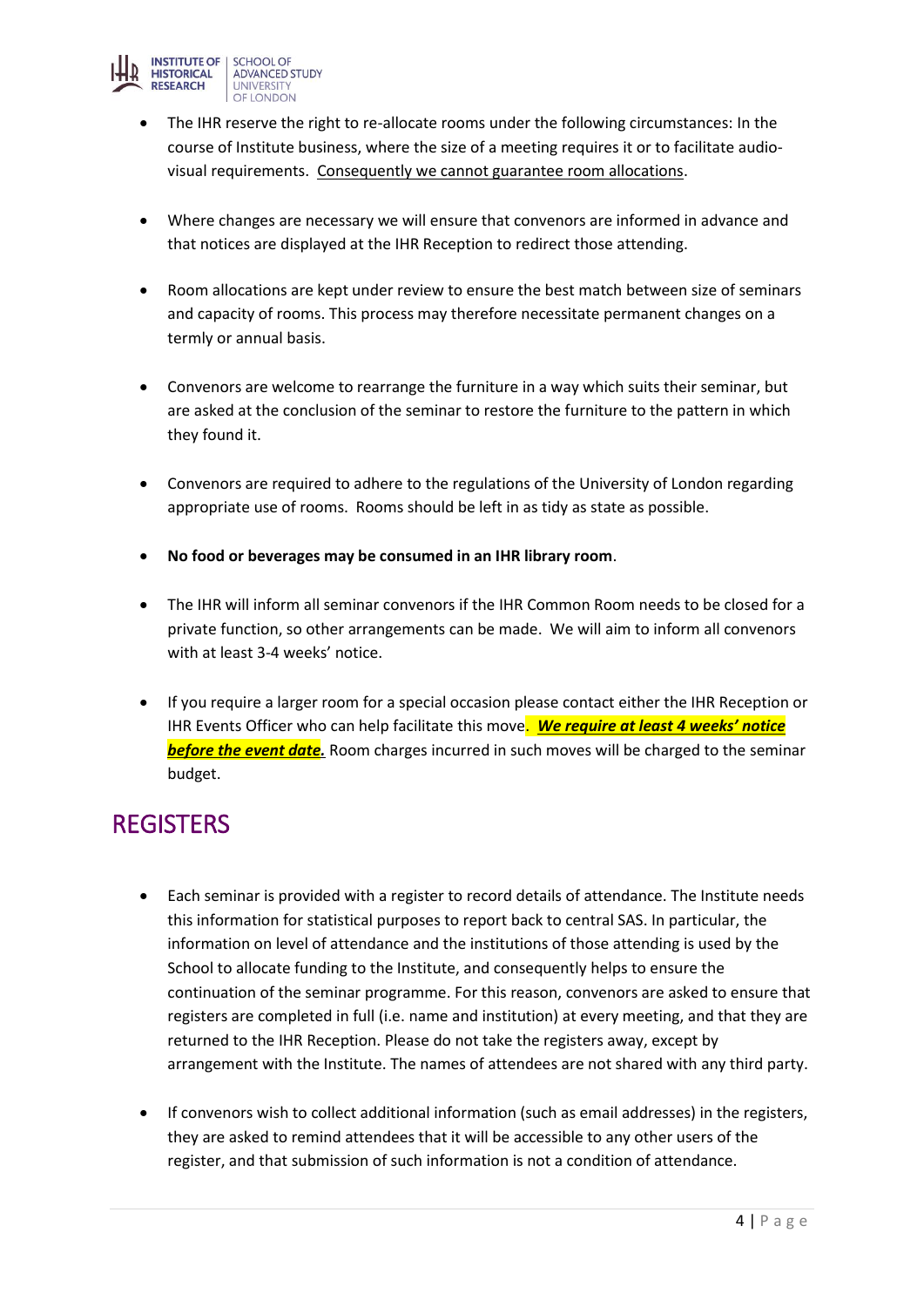- The IHR reserve the right to re-allocate rooms under the following circumstances: In the course of Institute business, where the size of a meeting requires it or to facilitate audio-visual requirements. Consequently we cannot guarantee room allocations.

- Where changes are necessary we will ensure that convenors are informed in advance and that notices are displayed at the IHR Reception to redirect those attending.

- Room allocations are kept under review to ensure the best match between size of seminars and capacity of rooms. This process may therefore necessitate permanent changes on a termly or annual basis.

- Convenors are welcome to rearrange the furniture in a way which suits their seminar, but are asked at the conclusion of the seminar to restore the furniture to the pattern in which they found it.

- Convenors are required to adhere to the regulations of the University of London regarding appropriate use of rooms. Rooms should be left in as tidy as state as possible.

- **No food or beverages may be consumed in an IHR library room**.

- The IHR will inform all seminar convenors if the IHR Common Room needs to be closed for a private function, so other arrangements can be made. We will aim to inform all convenors with at least 3-4 weeks' notice.

- If you require a larger room for a special occasion please contact either the IHR Reception or IHR Events Officer who can help facilitate this move. ***We require at least 4 weeks' notice before the event date.*** Room charges incurred in such moves will be charged to the seminar budget.

## REGISTERS

- Each seminar is provided with a register to record details of attendance. The Institute needs this information for statistical purposes to report back to central SAS. In particular, the information on level of attendance and the institutions of those attending is used by the School to allocate funding to the Institute, and consequently helps to ensure the continuation of the seminar programme. For this reason, convenors are asked to ensure that registers are completed in full (i.e. name and institution) at every meeting, and that they are returned to the IHR Reception. Please do not take the registers away, except by arrangement with the Institute. The names of attendees are not shared with any third party.

- If convenors wish to collect additional information (such as email addresses) in the registers, they are asked to remind attendees that it will be accessible to any other users of the register, and that submission of such information is not a condition of attendance.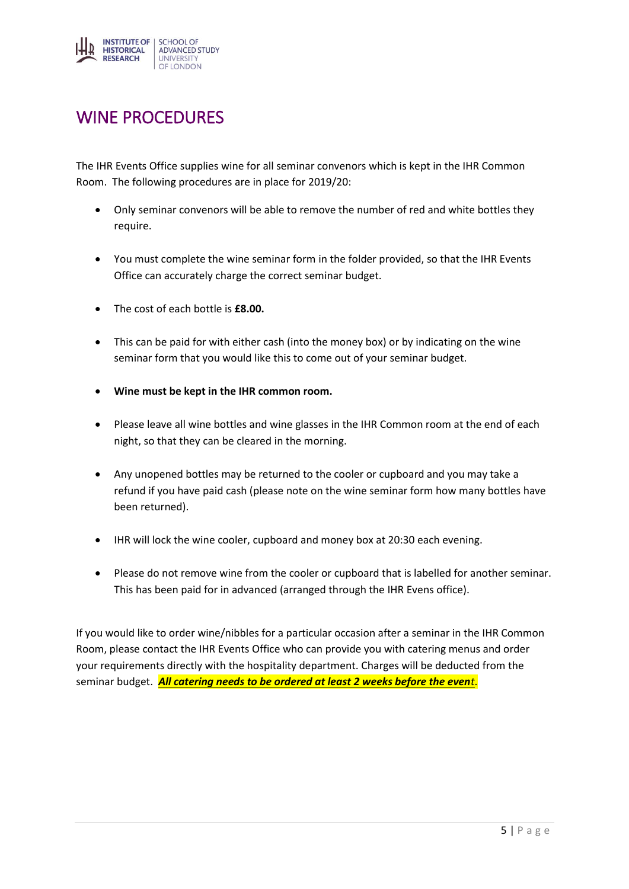# WINE PROCEDURES

The IHR Events Office supplies wine for all seminar convenors which is kept in the IHR Common Room. The following procedures are in place for 2019/20:

- Only seminar convenors will be able to remove the number of red and white bottles they require.
- You must complete the wine seminar form in the folder provided, so that the IHR Events Office can accurately charge the correct seminar budget.
- The cost of each bottle is **£8.00.**
- This can be paid for with either cash (into the money box) or by indicating on the wine seminar form that you would like this to come out of your seminar budget.
- **Wine must be kept in the IHR common room.**
- Please leave all wine bottles and wine glasses in the IHR Common room at the end of each night, so that they can be cleared in the morning.
- Any unopened bottles may be returned to the cooler or cupboard and you may take a refund if you have paid cash (please note on the wine seminar form how many bottles have been returned).
- IHR will lock the wine cooler, cupboard and money box at 20:30 each evening.
- Please do not remove wine from the cooler or cupboard that is labelled for another seminar. This has been paid for in advanced (arranged through the IHR Evens office).

If you would like to order wine/nibbles for a particular occasion after a seminar in the IHR Common Room, please contact the IHR Events Office who can provide you with catering menus and order your requirements directly with the hospitality department. Charges will be deducted from the seminar budget. ***All catering needs to be ordered at least 2 weeks before the event.***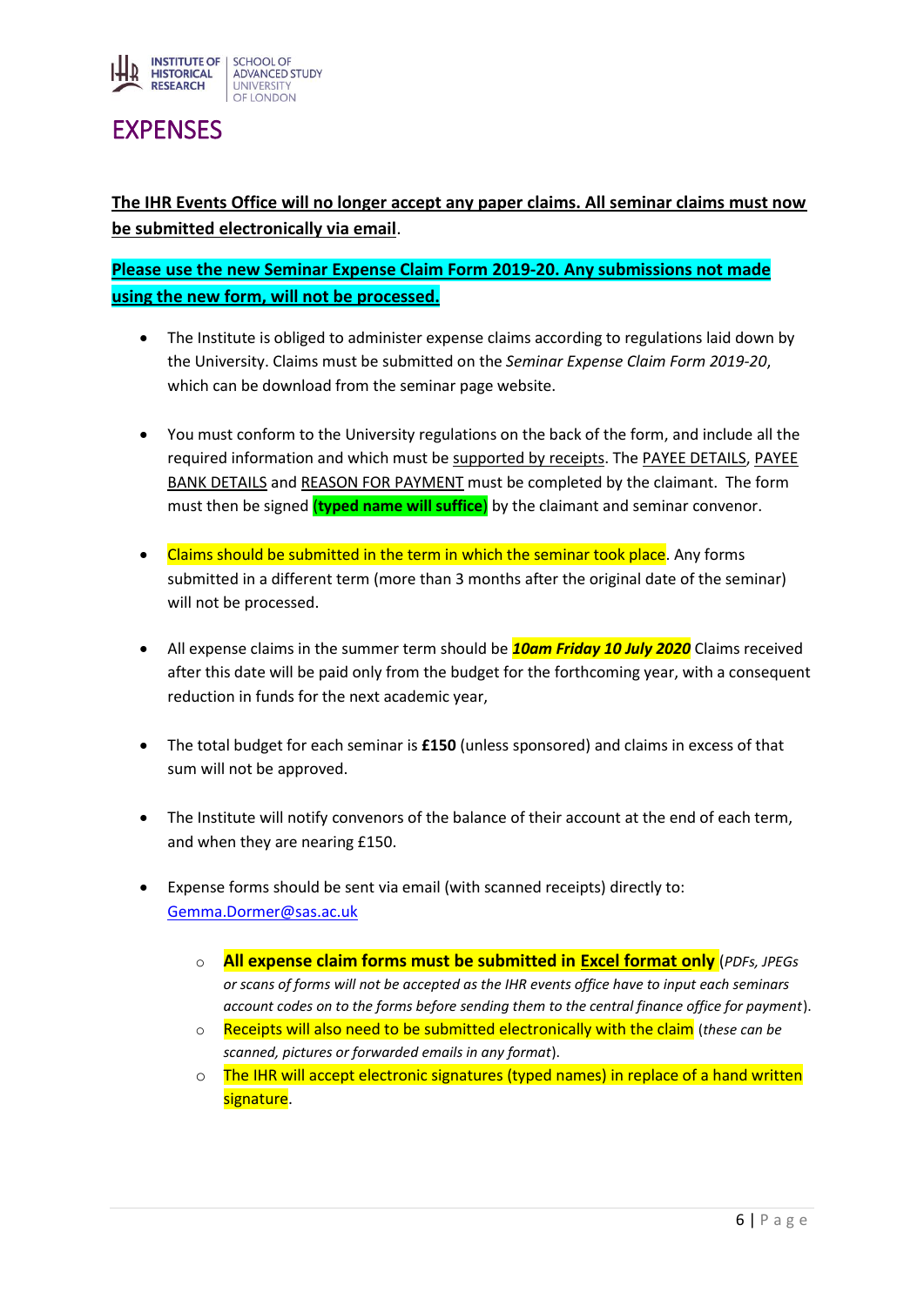# EXPENSES

**The IHR Events Office will no longer accept any paper claims. All seminar claims must now be submitted electronically via email**.

**Please use the new Seminar Expense Claim Form 2019-20. Any submissions not made using the new form, will not be processed.**

- The Institute is obliged to administer expense claims according to regulations laid down by the University. Claims must be submitted on the *Seminar Expense Claim Form 2019-20*, which can be download from the seminar page website.

- You must conform to the University regulations on the back of the form, and include all the required information and which must be supported by receipts. The PAYEE DETAILS, PAYEE BANK DETAILS and REASON FOR PAYMENT must be completed by the claimant. The form must then be signed **(typed name will suffice)** by the claimant and seminar convenor.

- Claims should be submitted in the term in which the seminar took place. Any forms submitted in a different term (more than 3 months after the original date of the seminar) will not be processed.

- All expense claims in the summer term should be ***10am Friday 10 July 2020*** Claims received after this date will be paid only from the budget for the forthcoming year, with a consequent reduction in funds for the next academic year,

- The total budget for each seminar is **£150** (unless sponsored) and claims in excess of that sum will not be approved.

- The Institute will notify convenors of the balance of their account at the end of each term, and when they are nearing £150.

- Expense forms should be sent via email (with scanned receipts) directly to: Gemma.Dormer@sas.ac.uk

    - **All expense claim forms must be submitted in Excel format only** (*PDFs, JPEGs or scans of forms will not be accepted as the IHR events office have to input each seminars account codes on to the forms before sending them to the central finance office for payment*).
    - Receipts will also need to be submitted electronically with the claim (*these can be scanned, pictures or forwarded emails in any format*).
    - The IHR will accept electronic signatures (typed names) in replace of a hand written signature.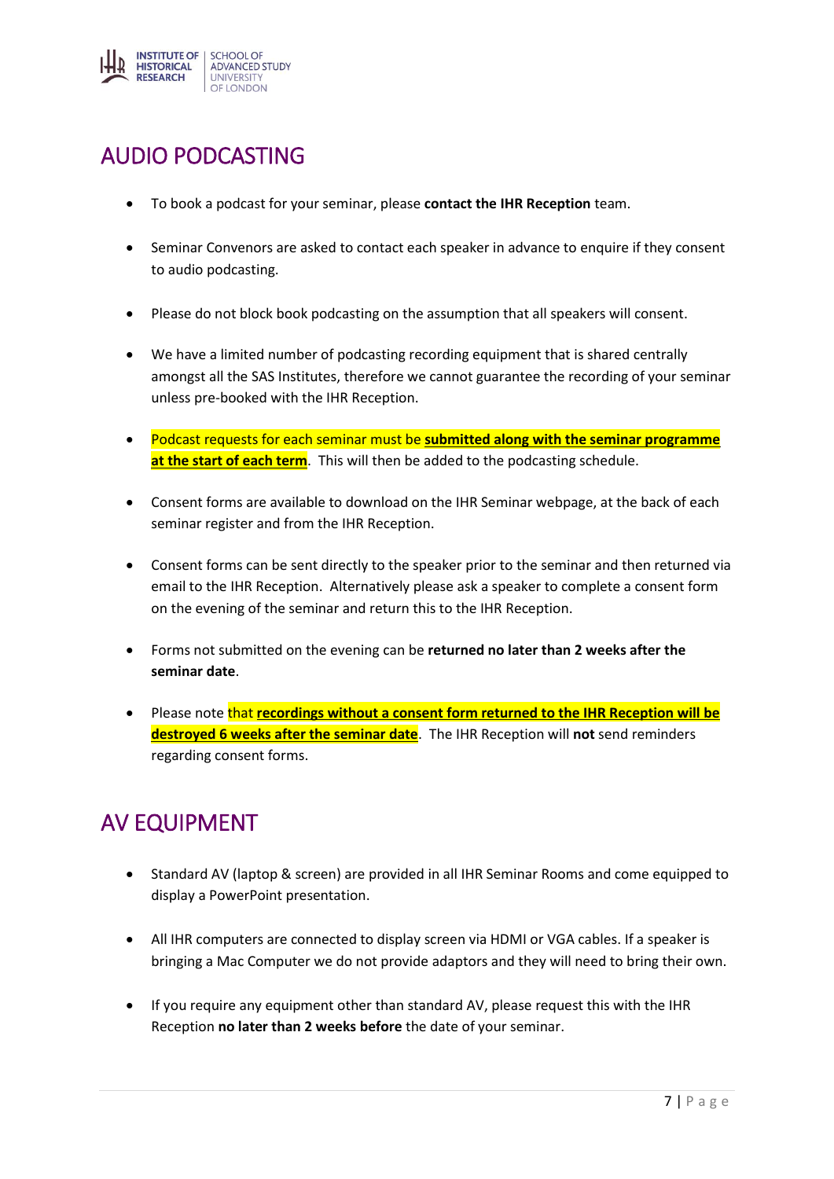## AUDIO PODCASTING

- To book a podcast for your seminar, please **contact the IHR Reception** team.
- Seminar Convenors are asked to contact each speaker in advance to enquire if they consent to audio podcasting.
- Please do not block book podcasting on the assumption that all speakers will consent.
- We have a limited number of podcasting recording equipment that is shared centrally amongst all the SAS Institutes, therefore we cannot guarantee the recording of your seminar unless pre-booked with the IHR Reception.
- Podcast requests for each seminar must be **submitted along with the seminar programme at the start of each term**. This will then be added to the podcasting schedule.
- Consent forms are available to download on the IHR Seminar webpage, at the back of each seminar register and from the IHR Reception.
- Consent forms can be sent directly to the speaker prior to the seminar and then returned via email to the IHR Reception. Alternatively please ask a speaker to complete a consent form on the evening of the seminar and return this to the IHR Reception.
- Forms not submitted on the evening can be **returned no later than 2 weeks after the seminar date**.
- Please note that **recordings without a consent form returned to the IHR Reception will be destroyed 6 weeks after the seminar date**. The IHR Reception will **not** send reminders regarding consent forms.

## AV EQUIPMENT

- Standard AV (laptop & screen) are provided in all IHR Seminar Rooms and come equipped to display a PowerPoint presentation.
- All IHR computers are connected to display screen via HDMI or VGA cables. If a speaker is bringing a Mac Computer we do not provide adaptors and they will need to bring their own.
- If you require any equipment other than standard AV, please request this with the IHR Reception **no later than 2 weeks before** the date of your seminar.